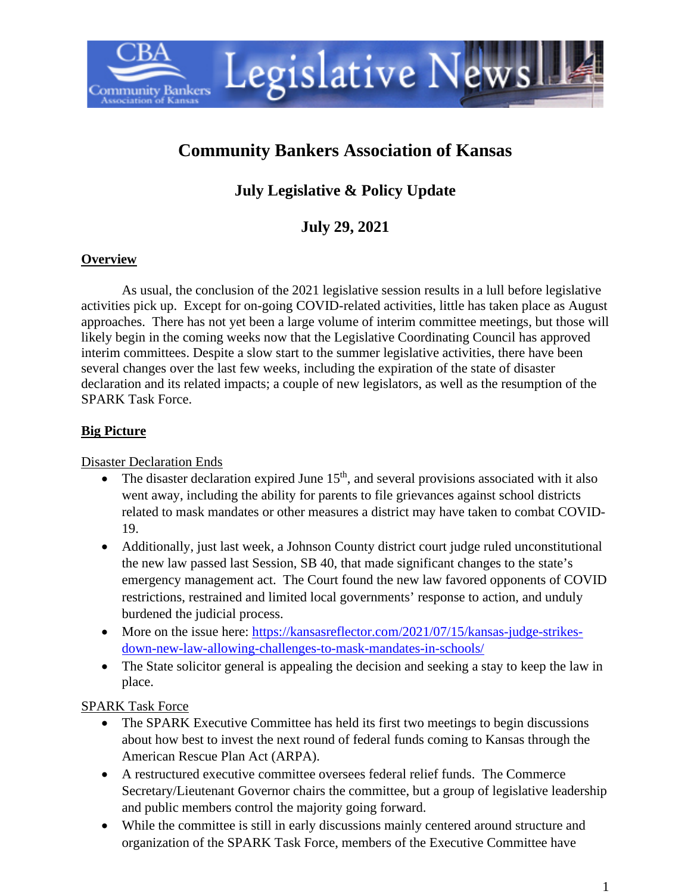# Community Bankers Association of Kansas

## July Legislative & Policy Update

## July 29, 2021

**Overview**

As usual, the conclusion of the 2021 legislative session results in a lull before legislative activities pick up. Except for on-going COVID-related activities, little has taken place as August approaches. There has not yet been a large volume of interim committee meetings, but those will likely begin in the coming weeks now that the Legislative Coordinating Council has approved interim committees. Despite a slow start to the summer legislative activities, there have been several changes over the last few weeks, including the expiration of the state of disaster declaration and its related impacts; a couple of new legislators, as well as the resumption of the SPARK Task Force.

**Big Picture**

Disaster Declaration Ends

- The disaster declaration expired June 15th, and several provisions associated with it also went away, including the ability for parents to file grievances against school districts related to mask mandates or other measures a district may have taken to combat COVID-19.
- Additionally, just last week, a Johnson County district court judge ruled unconstitutional the new law passed last Session, SB 40, that made significant changes to the state's emergency management act. The Court found the new law favored opponents of COVID restrictions, restrained and limited local governments' response to action, and unduly burdened the judicial process.
- More on the issue here: https://kansasreflector.com/2021/07/15/kansas-judge-strikes-down-new-law-allowing-challenges-to-mask-mandates-in-schools/
- The State solicitor general is appealing the decision and seeking a stay to keep the law in place.

SPARK Task Force

- The SPARK Executive Committee has held its first two meetings to begin discussions about how best to invest the next round of federal funds coming to Kansas through the American Rescue Plan Act (ARPA).
- A restructured executive committee oversees federal relief funds. The Commerce Secretary/Lieutenant Governor chairs the committee, but a group of legislative leadership and public members control the majority going forward.
- While the committee is still in early discussions mainly centered around structure and organization of the SPARK Task Force, members of the Executive Committee have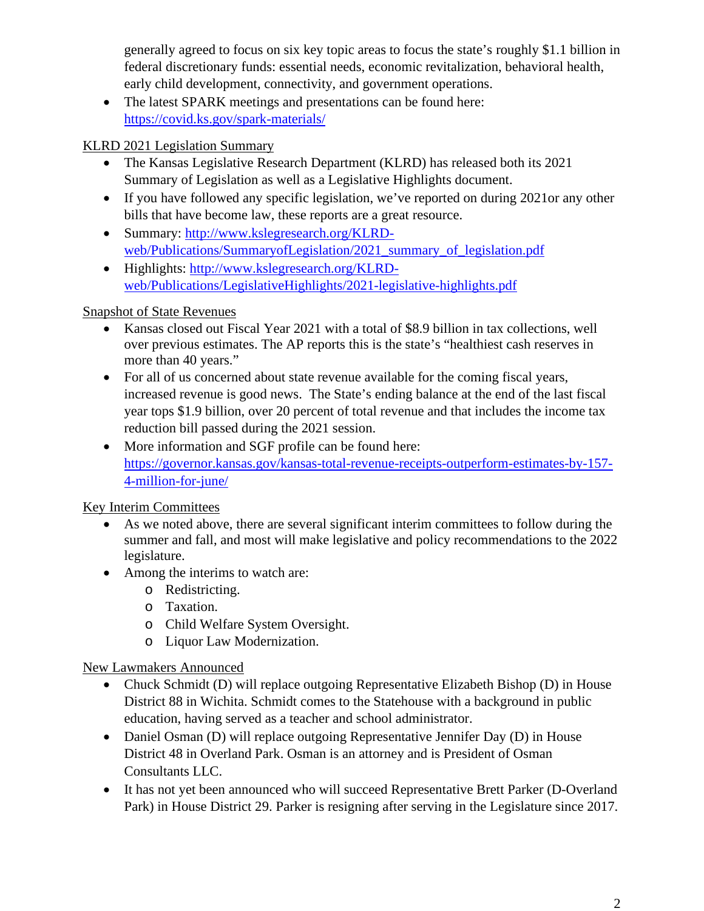generally agreed to focus on six key topic areas to focus the state's roughly $1.1 billion in federal discretionary funds: essential needs, economic revitalization, behavioral health, early child development, connectivity, and government operations.

- The latest SPARK meetings and presentations can be found here: https://covid.ks.gov/spark-materials/

## KLRD 2021 Legislation Summary

- The Kansas Legislative Research Department (KLRD) has released both its 2021 Summary of Legislation as well as a Legislative Highlights document.
- If you have followed any specific legislation, we've reported on during 2021or any other bills that have become law, these reports are a great resource.
- Summary: http://www.kslegresearch.org/KLRD-web/Publications/SummaryofLegislation/2021_summary_of_legislation.pdf
- Highlights: http://www.kslegresearch.org/KLRD-web/Publications/LegislativeHighlights/2021-legislative-highlights.pdf

## Snapshot of State Revenues

- Kansas closed out Fiscal Year 2021 with a total of $8.9 billion in tax collections, well over previous estimates. The AP reports this is the state's "healthiest cash reserves in more than 40 years."
- For all of us concerned about state revenue available for the coming fiscal years, increased revenue is good news. The State's ending balance at the end of the last fiscal year tops $1.9 billion, over 20 percent of total revenue and that includes the income tax reduction bill passed during the 2021 session.
- More information and SGF profile can be found here: https://governor.kansas.gov/kansas-total-revenue-receipts-outperform-estimates-by-157-4-million-for-june/

## Key Interim Committees

- As we noted above, there are several significant interim committees to follow during the summer and fall, and most will make legislative and policy recommendations to the 2022 legislature.
- Among the interims to watch are:
  - Redistricting.
  - Taxation.
  - Child Welfare System Oversight.
  - Liquor Law Modernization.

## New Lawmakers Announced

- Chuck Schmidt (D) will replace outgoing Representative Elizabeth Bishop (D) in House District 88 in Wichita. Schmidt comes to the Statehouse with a background in public education, having served as a teacher and school administrator.
- Daniel Osman (D) will replace outgoing Representative Jennifer Day (D) in House District 48 in Overland Park. Osman is an attorney and is President of Osman Consultants LLC.
- It has not yet been announced who will succeed Representative Brett Parker (D-Overland Park) in House District 29. Parker is resigning after serving in the Legislature since 2017.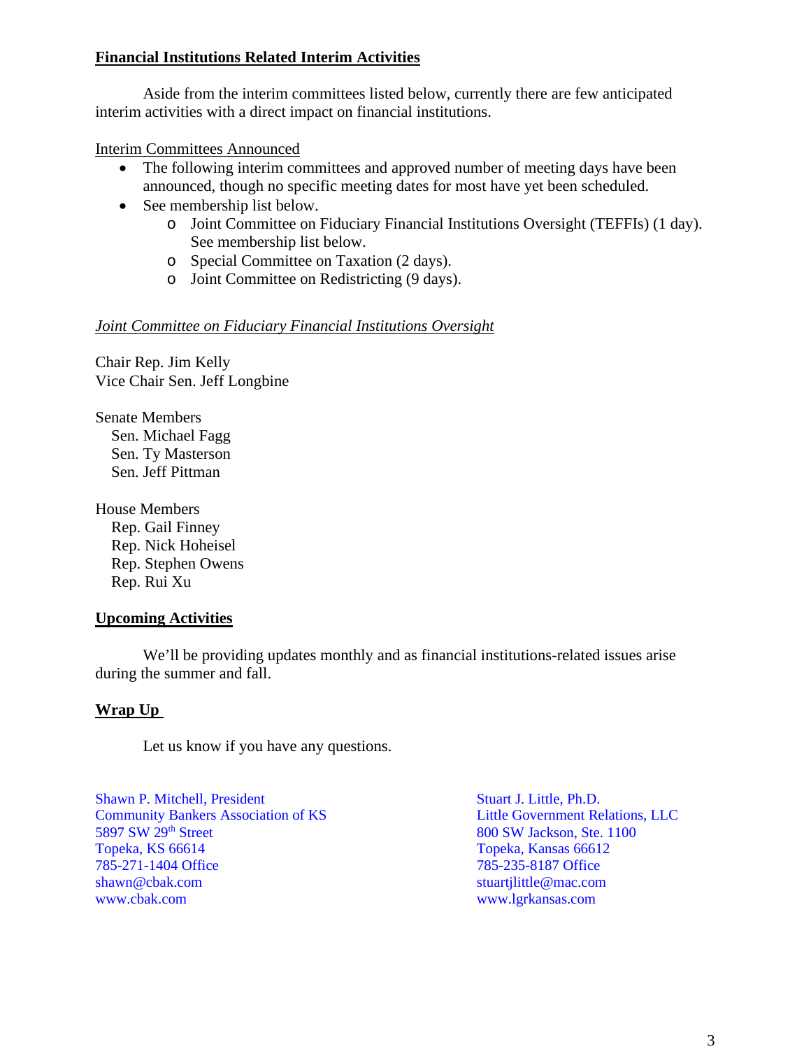## **Financial Institutions Related Interim Activities**

Aside from the interim committees listed below, currently there are few anticipated interim activities with a direct impact on financial institutions.

Interim Committees Announced

- The following interim committees and approved number of meeting days have been announced, though no specific meeting dates for most have yet been scheduled.
- See membership list below.
    - Joint Committee on Fiduciary Financial Institutions Oversight (TEFFIs) (1 day). See membership list below.
    - Special Committee on Taxation (2 days).
    - Joint Committee on Redistricting (9 days).

*Joint Committee on Fiduciary Financial Institutions Oversight*

Chair Rep. Jim Kelly
Vice Chair Sen. Jeff Longbine

Senate Members
Sen. Michael Fagg
Sen. Ty Masterson
Sen. Jeff Pittman

House Members
Rep. Gail Finney
Rep. Nick Hoheisel
Rep. Stephen Owens
Rep. Rui Xu

## **Upcoming Activities**

We'll be providing updates monthly and as financial institutions-related issues arise during the summer and fall.

## **Wrap Up**

Let us know if you have any questions.

Shawn P. Mitchell, President
Community Bankers Association of KS
5897 SW 29th Street
Topeka, KS 66614
785-271-1404 Office
shawn@cbak.com
www.cbak.com

Stuart J. Little, Ph.D.
Little Government Relations, LLC
800 SW Jackson, Ste. 1100
Topeka, Kansas 66612
785-235-8187 Office
stuartjlittle@mac.com
www.lgrkansas.com